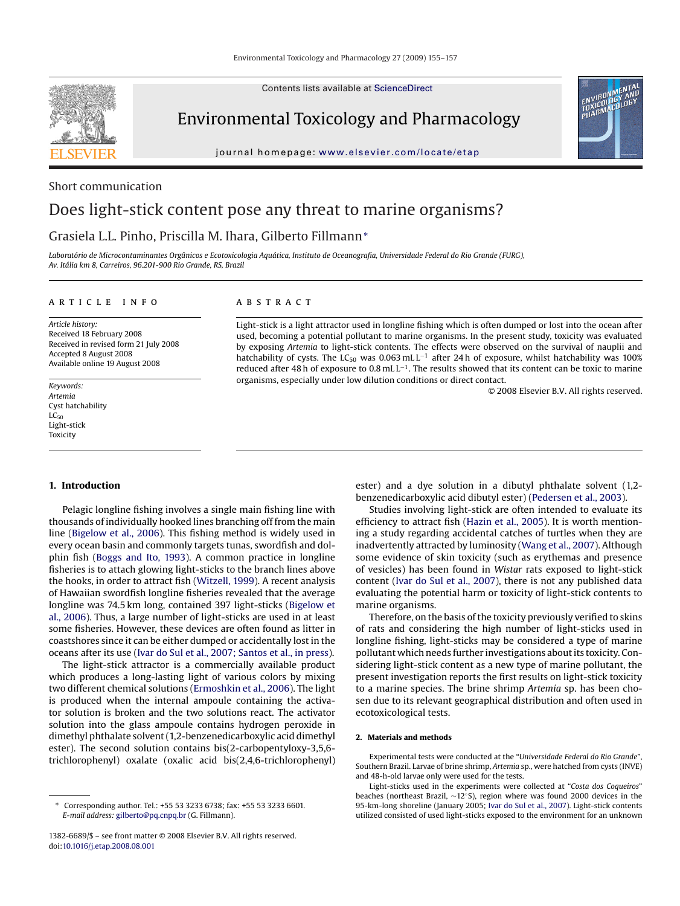Short communication

# Does light-stick content pose any threat to marine organisms?

Grasiela L.L. Pinho, Priscilla M. Ihara, Gilberto Fillmann*

*Laboratório de Microcontaminantes Orgânicos e Ecotoxicologia Aquática, Instituto de Oceanografia, Universidade Federal do Rio Grande (FURG), Av. Itália km 8, Carreiros, 96.201-900 Rio Grande, RS, Brazil*

## ARTICLE INFO

*Article history:*
Received 18 February 2008
Received in revised form 21 July 2008
Accepted 8 August 2008
Available online 19 August 2008

*Keywords:*
*Artemia*
Cyst hatchability
$LC_{50}$
Light-stick
Toxicity

## ABSTRACT

Light-stick is a light attractor used in longline fishing which is often dumped or lost into the ocean after used, becoming a potential pollutant to marine organisms. In the present study, toxicity was evaluated by exposing *Artemia* to light-stick contents. The effects were observed on the survival of nauplii and hatchability of cysts. The $LC_{50}$ was $0.063\,mL\,L^{-1}$ after 24 h of exposure, whilst hatchability was 100% reduced after 48 h of exposure to $0.8\,mL\,L^{-1}$. The results showed that its content can be toxic to marine organisms, especially under low dilution conditions or direct contact.

© 2008 Elsevier B.V. All rights reserved.

## 1. Introduction

Pelagic longline fishing involves a single main fishing line with thousands of individually hooked lines branching off from the main line (Bigelow et al., 2006). This fishing method is widely used in every ocean basin and commonly targets tunas, swordfish and dolphin fish (Boggs and Ito, 1993). A common practice in longline fisheries is to attach glowing light-sticks to the branch lines above the hooks, in order to attract fish (Witzell, 1999). A recent analysis of Hawaiian swordfish longline fisheries revealed that the average longline was 74.5 km long, contained 397 light-sticks (Bigelow et al., 2006). Thus, a large number of light-sticks are used in at least some fisheries. However, these devices are often found as litter in coastshores since it can be either dumped or accidentally lost in the oceans after its use (Ivar do Sul et al., 2007; Santos et al., in press).

The light-stick attractor is a commercially available product which produces a long-lasting light of various colors by mixing two different chemical solutions (Ermoshkin et al., 2006). The light is produced when the internal ampoule containing the activator solution is broken and the two solutions react. The activator solution into the glass ampoule contains hydrogen peroxide in dimethyl phthalate solvent (1,2-benzenedicarboxylic acid dimethyl ester). The second solution contains bis(2-carbopentyloxy-3,5,6-trichlorophenyl) oxalate (oxalic acid bis(2,4,6-trichlorophenyl) ester) and a dye solution in a dibutyl phthalate solvent (1,2-benzenedicarboxylic acid dibutyl ester) (Pedersen et al., 2003).

Studies involving light-stick are often intended to evaluate its efficiency to attract fish (Hazin et al., 2005). It is worth mentioning a study regarding accidental catches of turtles when they are inadvertently attracted by luminosity (Wang et al., 2007). Although some evidence of skin toxicity (such as erythemas and presence of vesicles) has been found in *Wistar* rats exposed to light-stick content (Ivar do Sul et al., 2007), there is not any published data evaluating the potential harm or toxicity of light-stick contents to marine organisms.

Therefore, on the basis of the toxicity previously verified to skins of rats and considering the high number of light-sticks used in longline fishing, light-sticks may be considered a type of marine pollutant which needs further investigations about its toxicity. Considering light-stick content as a new type of marine pollutant, the present investigation reports the first results on light-stick toxicity to a marine species. The brine shrimp *Artemia* sp. has been chosen due to its relevant geographical distribution and often used in ecotoxicological tests.

## 2. Materials and methods

Experimental tests were conducted at the "*Universidade Federal do Rio Grande*", Southern Brazil. Larvae of brine shrimp, *Artemia* sp., were hatched from cysts (INVE) and 48-h-old larvae only were used for the tests.

Light-sticks used in the experiments were collected at "*Costa dos Coqueiros*" beaches (northeast Brazil, ~12°S), region where was found 2000 devices in the 95-km-long shoreline (January 2005; Ivar do Sul et al., 2007). Light-stick contents utilized consisted of used light-sticks exposed to the environment for an unknown

---

* Corresponding author. Tel.: +55 53 3233 6738; fax: +55 53 3233 6601.
*E-mail address:* gilberto@pq.cnpq.br (G. Fillmann).

1382-6689/$ – see front matter © 2008 Elsevier B.V. All rights reserved.
doi:10.1016/j.etap.2008.08.001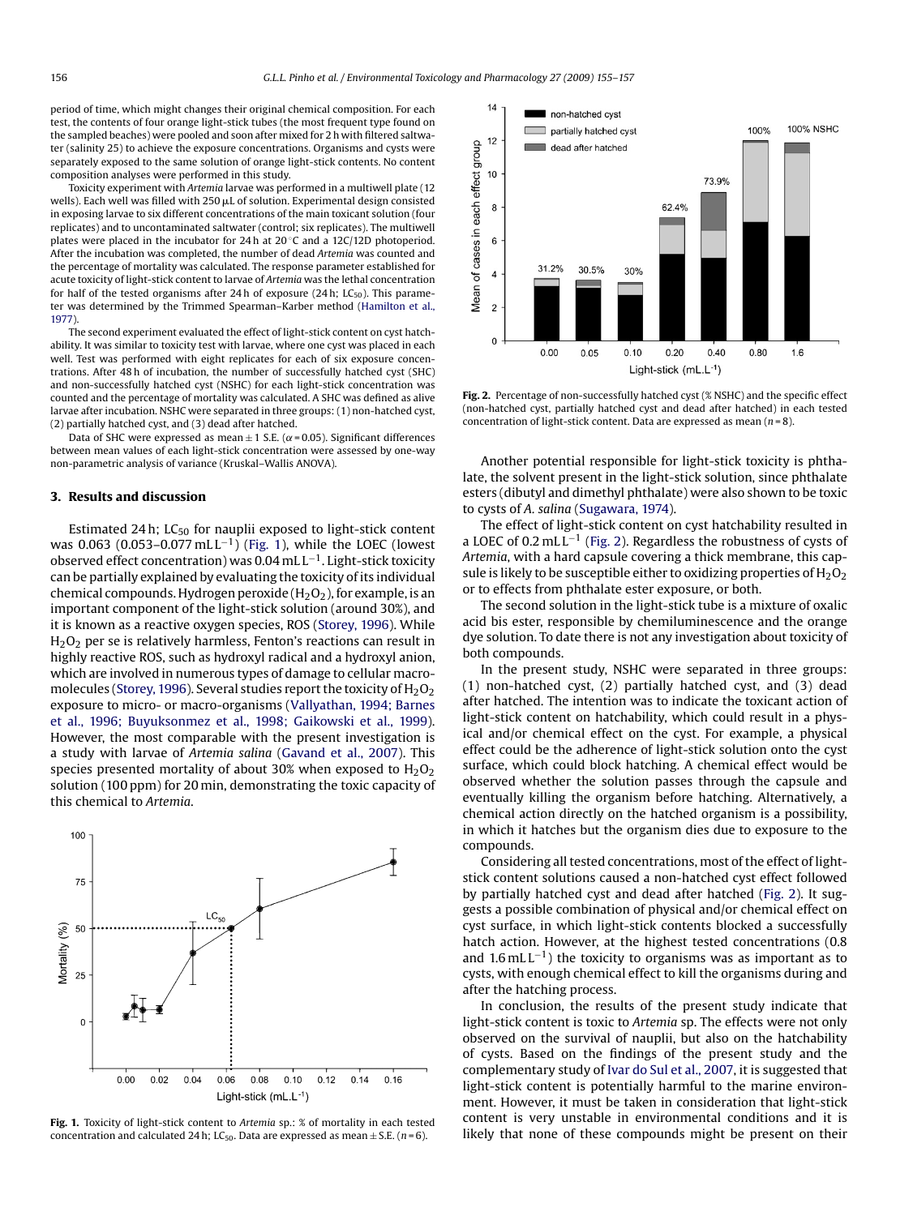period of time, which might changes their original chemical composition. For each test, the contents of four orange light-stick tubes (the most frequent type found on the sampled beaches) were pooled and soon after mixed for 2 h with filtered saltwater (salinity 25) to achieve the exposure concentrations. Organisms and cysts were separately exposed to the same solution of orange light-stick contents. No content composition analyses were performed in this study.

Toxicity experiment with *Artemia* larvae was performed in a multiwell plate (12 wells). Each well was filled with 250 μL of solution. Experimental design consisted in exposing larvae to six different concentrations of the main toxicant solution (four replicates) and to uncontaminated saltwater (control; six replicates). The multiwell plates were placed in the incubator for 24 h at 20 °C and a 12C/12D photoperiod. After the incubation was completed, the number of dead *Artemia* was counted and the percentage of mortality was calculated. The response parameter established for acute toxicity of light-stick content to larvae of *Artemia* was the lethal concentration for half of the tested organisms after 24 h of exposure (24 h; $LC_{50}$). This parameter was determined by the Trimmed Spearman–Karber method (Hamilton et al., 1977).

The second experiment evaluated the effect of light-stick content on cyst hatchability. It was similar to toxicity test with larvae, where one cyst was placed in each well. Test was performed with eight replicates for each of six exposure concentrations. After 48 h of incubation, the number of successfully hatched cyst (SHC) and non-successfully hatched cyst (NSHC) for each light-stick concentration was counted and the percentage of mortality was calculated. A SHC was defined as alive larvae after incubation. NSHC were separated in three groups: (1) non-hatched cyst, (2) partially hatched cyst, and (3) dead after hatched.

Data of SHC were expressed as mean ± 1 S.E. ($\alpha = 0.05$). Significant differences between mean values of each light-stick concentration were assessed by one-way non-parametric analysis of variance (Kruskal–Wallis ANOVA).

## 3. Results and discussion

Estimated 24 h; $LC_{50}$ for nauplii exposed to light-stick content was 0.063 (0.053–0.077 mL L$^{-1}$) (Fig. 1), while the LOEC (lowest observed effect concentration) was 0.04 mL L$^{-1}$. Light-stick toxicity can be partially explained by evaluating the toxicity of its individual chemical compounds. Hydrogen peroxide ($H_2O_2$), for example, is an important component of the light-stick solution (around 30%), and it is known as a reactive oxygen species, ROS (Storey, 1996). While $H_2O_2$ per se is relatively harmless, Fenton's reactions can result in highly reactive ROS, such as hydroxyl radical and a hydroxyl anion, which are involved in numerous types of damage to cellular macromolecules (Storey, 1996). Several studies report the toxicity of $H_2O_2$ exposure to micro- or macro-organisms (Vallyathan, 1994; Barnes et al., 1996; Buyuksonmez et al., 1998; Gaikowski et al., 1999). However, the most comparable with the present investigation is a study with larvae of *Artemia salina* (Gavand et al., 2007). This species presented mortality of about 30% when exposed to $H_2O_2$ solution (100 ppm) for 20 min, demonstrating the toxic capacity of this chemical to *Artemia*.

**Fig. 1.** Toxicity of light-stick content to *Artemia* sp.: % of mortality in each tested concentration and calculated 24 h; $LC_{50}$. Data are expressed as mean ± S.E. ($n = 6$).

**Fig. 2.** Percentage of non-successfully hatched cyst (% NSHC) and the specific effect (non-hatched cyst, partially hatched cyst and dead after hatched) in each tested concentration of light-stick content. Data are expressed as mean ($n = 8$).

Another potential responsible for light-stick toxicity is phthalate, the solvent present in the light-stick solution, since phthalate esters (dibutyl and dimethyl phthalate) were also shown to be toxic to cysts of *A. salina* (Sugawara, 1974).

The effect of light-stick content on cyst hatchability resulted in a LOEC of 0.2 mL L$^{-1}$ (Fig. 2). Regardless the robustness of cysts of *Artemia*, with a hard capsule covering a thick membrane, this capsule is likely to be susceptible either to oxidizing properties of $H_2O_2$ or to effects from phthalate ester exposure, or both.

The second solution in the light-stick tube is a mixture of oxalic acid bis ester, responsible by chemiluminescence and the orange dye solution. To date there is not any investigation about toxicity of both compounds.

In the present study, NSHC were separated in three groups: (1) non-hatched cyst, (2) partially hatched cyst, and (3) dead after hatched. The intention was to indicate the toxicant action of light-stick content on hatchability, which could result in a physical and/or chemical effect on the cyst. For example, a physical effect could be the adherence of light-stick solution onto the cyst surface, which could block hatching. A chemical effect would be observed whether the solution passes through the capsule and eventually killing the organism before hatching. Alternatively, a chemical action directly on the hatched organism is a possibility, in which it hatches but the organism dies due to exposure to the compounds.

Considering all tested concentrations, most of the effect of light-stick content solutions caused a non-hatched cyst effect followed by partially hatched cyst and dead after hatched (Fig. 2). It suggests a possible combination of physical and/or chemical effect on cyst surface, in which light-stick contents blocked a successfully hatch action. However, at the highest tested concentrations (0.8 and 1.6 mL L$^{-1}$) the toxicity to organisms was as important as to cysts, with enough chemical effect to kill the organisms during and after the hatching process.

In conclusion, the results of the present study indicate that light-stick content is toxic to *Artemia* sp. The effects were not only observed on the survival of nauplii, but also on the hatchability of cysts. Based on the findings of the present study and the complementary study of Ivar do Sul et al., 2007, it is suggested that light-stick content is potentially harmful to the marine environment. However, it must be taken in consideration that light-stick content is very unstable in environmental conditions and it is likely that none of these compounds might be present on their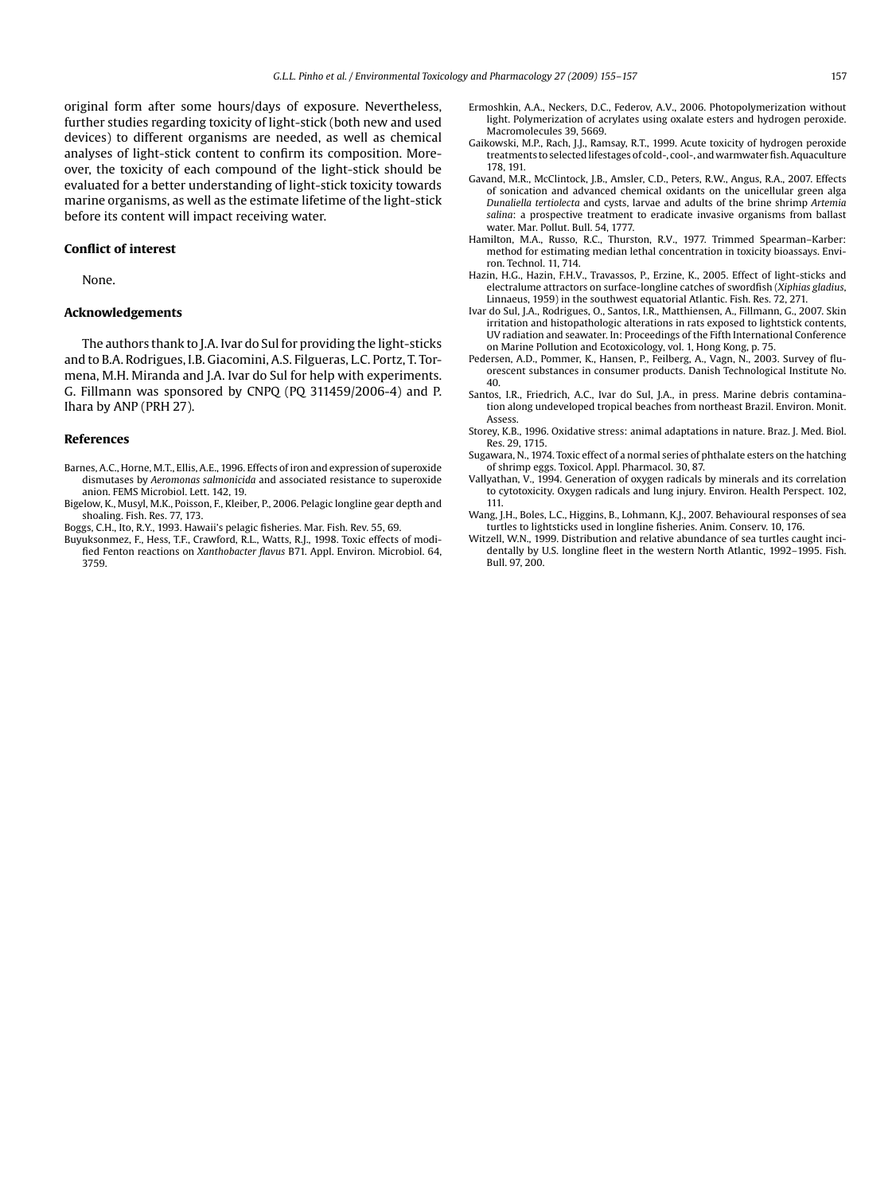original form after some hours/days of exposure. Nevertheless, further studies regarding toxicity of light-stick (both new and used devices) to different organisms are needed, as well as chemical analyses of light-stick content to confirm its composition. Moreover, the toxicity of each compound of the light-stick should be evaluated for a better understanding of light-stick toxicity towards marine organisms, as well as the estimate lifetime of the light-stick before its content will impact receiving water.

## Conflict of interest

None.

## Acknowledgements

The authors thank to J.A. Ivar do Sul for providing the light-sticks and to B.A. Rodrigues, I.B. Giacomini, A.S. Filgueras, L.C. Portz, T. Tormena, M.H. Miranda and J.A. Ivar do Sul for help with experiments. G. Fillmann was sponsored by CNPQ (PQ 311459/2006-4) and P. Ihara by ANP (PRH 27).

## References

Barnes, A.C., Horne, M.T., Ellis, A.E., 1996. Effects of iron and expression of superoxide dismutases by *Aeromonas salmonicida* and associated resistance to superoxide anion. FEMS Microbiol. Lett. 142, 19.

Bigelow, K., Musyl, M.K., Poisson, F., Kleiber, P., 2006. Pelagic longline gear depth and shoaling. Fish. Res. 77, 173.

Boggs, C.H., Ito, R.Y., 1993. Hawaii's pelagic fisheries. Mar. Fish. Rev. 55, 69.

Buyuksonmez, F., Hess, T.F., Crawford, R.L., Watts, R.J., 1998. Toxic effects of modified Fenton reactions on *Xanthobacter flavus* B71. Appl. Environ. Microbiol. 64, 3759.

Ermoshkin, A.A., Neckers, D.C., Federov, A.V., 2006. Photopolymerization without light. Polymerization of acrylates using oxalate esters and hydrogen peroxide. Macromolecules 39, 5669.

Gaikowski, M.P., Rach, J.J., Ramsay, R.T., 1999. Acute toxicity of hydrogen peroxide treatments to selected lifestages of cold-, cool-, and warmwater fish. Aquaculture 178, 191.

Gavand, M.R., McClintock, J.B., Amsler, C.D., Peters, R.W., Angus, R.A., 2007. Effects of sonication and advanced chemical oxidants on the unicellular green alga *Dunaliella tertiolecta* and cysts, larvae and adults of the brine shrimp *Artemia salina*: a prospective treatment to eradicate invasive organisms from ballast water. Mar. Pollut. Bull. 54, 1777.

Hamilton, M.A., Russo, R.C., Thurston, R.V., 1977. Trimmed Spearman–Karber: method for estimating median lethal concentration in toxicity bioassays. Environ. Technol. 11, 714.

Hazin, H.G., Hazin, F.H.V., Travassos, P., Erzine, K., 2005. Effect of light-sticks and electralume attractors on surface-longline catches of swordfish (*Xiphias gladius*, Linnaeus, 1959) in the southwest equatorial Atlantic. Fish. Res. 72, 271.

Ivar do Sul, J.A., Rodrigues, O., Santos, I.R., Matthiensen, A., Fillmann, G., 2007. Skin irritation and histopathologic alterations in rats exposed to lightstick contents, UV radiation and seawater. In: Proceedings of the Fifth International Conference on Marine Pollution and Ecotoxicology, vol. 1, Hong Kong, p. 75.

Pedersen, A.D., Pommer, K., Hansen, P., Feilberg, A., Vagn, N., 2003. Survey of fluorescent substances in consumer products. Danish Technological Institute No. 40.

Santos, I.R., Friedrich, A.C., Ivar do Sul, J.A., in press. Marine debris contamination along undeveloped tropical beaches from northeast Brazil. Environ. Monit. Assess.

Storey, K.B., 1996. Oxidative stress: animal adaptations in nature. Braz. J. Med. Biol. Res. 29, 1715.

Sugawara, N., 1974. Toxic effect of a normal series of phthalate esters on the hatching of shrimp eggs. Toxicol. Appl. Pharmacol. 30, 87.

Vallyathan, V., 1994. Generation of oxygen radicals by minerals and its correlation to cytotoxicity. Oxygen radicals and lung injury. Environ. Health Perspect. 102, 111.

Wang, J.H., Boles, L.C., Higgins, B., Lohmann, K.J., 2007. Behavioural responses of sea turtles to lightsticks used in longline fisheries. Anim. Conserv. 10, 176.

Witzell, W.N., 1999. Distribution and relative abundance of sea turtles caught incidentally by U.S. longline fleet in the western North Atlantic, 1992–1995. Fish. Bull. 97, 200.